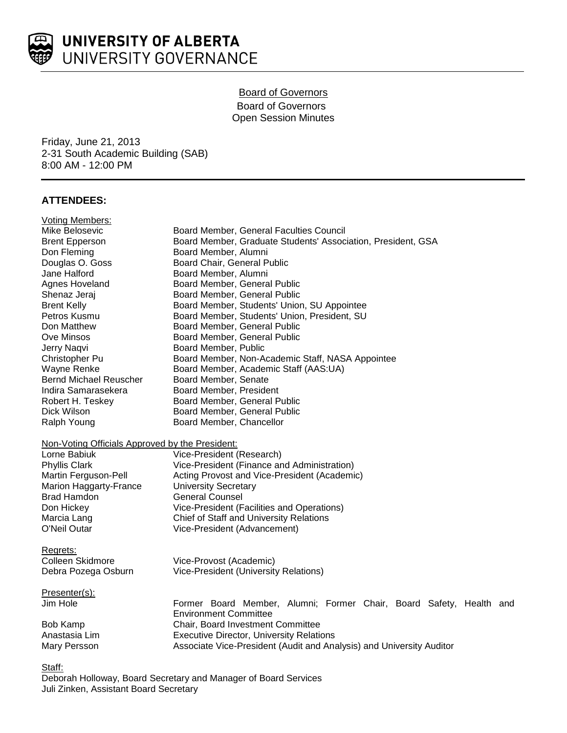# UNIVERSITY OF ALBERTA
UNIVERSITY GOVERNANCE

## Board of Governors

Board of Governors
Open Session Minutes

Friday, June 21, 2013
2-31 South Academic Building (SAB)
8:00 AM - 12:00 PM

---

## ATTENDEES:

Voting Members:

| | |
|---|---|
| Mike Belosevic | Board Member, General Faculties Council |
| Brent Epperson | Board Member, Graduate Students' Association, President, GSA |
| Don Fleming | Board Member, Alumni |
| Douglas O. Goss | Board Chair, General Public |
| Jane Halford | Board Member, Alumni |
| Agnes Hoveland | Board Member, General Public |
| Shenaz Jeraj | Board Member, General Public |
| Brent Kelly | Board Member, Students' Union, SU Appointee |
| Petros Kusmu | Board Member, Students' Union, President, SU |
| Don Matthew | Board Member, General Public |
| Ove Minsos | Board Member, General Public |
| Jerry Naqvi | Board Member, Public |
| Christopher Pu | Board Member, Non-Academic Staff, NASA Appointee |
| Wayne Renke | Board Member, Academic Staff (AAS:UA) |
| Bernd Michael Reuscher | Board Member, Senate |
| Indira Samarasekera | Board Member, President |
| Robert H. Teskey | Board Member, General Public |
| Dick Wilson | Board Member, General Public |
| Ralph Young | Board Member, Chancellor |

Non-Voting Officials Approved by the President:

| | |
|---|---|
| Lorne Babiuk | Vice-President (Research) |
| Phyllis Clark | Vice-President (Finance and Administration) |
| Martin Ferguson-Pell | Acting Provost and Vice-President (Academic) |
| Marion Haggarty-France | University Secretary |
| Brad Hamdon | General Counsel |
| Don Hickey | Vice-President (Facilities and Operations) |
| Marcia Lang | Chief of Staff and University Relations |
| O'Neil Outar | Vice-President (Advancement) |

Regrets:

| | |
|---|---|
| Colleen Skidmore | Vice-Provost (Academic) |
| Debra Pozega Osburn | Vice-President (University Relations) |

Presenter(s):

| | |
|---|---|
| Jim Hole | Former Board Member, Alumni; Former Chair, Board Safety, Health and Environment Committee |
| Bob Kamp | Chair, Board Investment Committee |
| Anastasia Lim | Executive Director, University Relations |
| Mary Persson | Associate Vice-President (Audit and Analysis) and University Auditor |

Staff:

Deborah Holloway, Board Secretary and Manager of Board Services
Juli Zinken, Assistant Board Secretary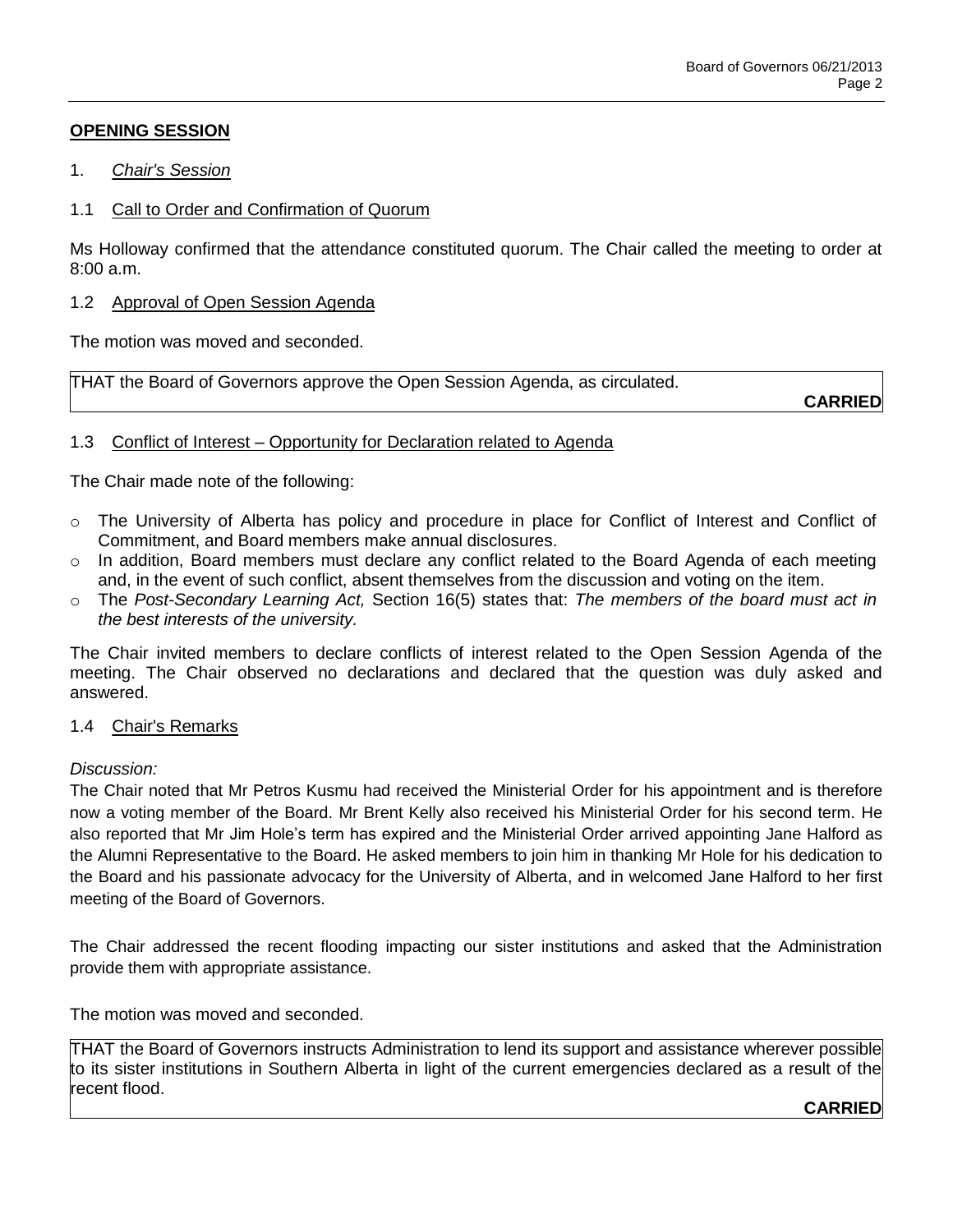## OPENING SESSION

1. *Chair's Session*

1.1 Call to Order and Confirmation of Quorum

Ms Holloway confirmed that the attendance constituted quorum. The Chair called the meeting to order at 8:00 a.m.

1.2 Approval of Open Session Agenda

The motion was moved and seconded.

THAT the Board of Governors approve the Open Session Agenda, as circulated.

**CARRIED**

1.3 Conflict of Interest – Opportunity for Declaration related to Agenda

The Chair made note of the following:

- The University of Alberta has policy and procedure in place for Conflict of Interest and Conflict of Commitment, and Board members make annual disclosures.
- In addition, Board members must declare any conflict related to the Board Agenda of each meeting and, in the event of such conflict, absent themselves from the discussion and voting on the item.
- The *Post-Secondary Learning Act,* Section 16(5) states that: *The members of the board must act in the best interests of the university.*

The Chair invited members to declare conflicts of interest related to the Open Session Agenda of the meeting. The Chair observed no declarations and declared that the question was duly asked and answered.

1.4 Chair's Remarks

*Discussion:*

The Chair noted that Mr Petros Kusmu had received the Ministerial Order for his appointment and is therefore now a voting member of the Board. Mr Brent Kelly also received his Ministerial Order for his second term. He also reported that Mr Jim Hole's term has expired and the Ministerial Order arrived appointing Jane Halford as the Alumni Representative to the Board. He asked members to join him in thanking Mr Hole for his dedication to the Board and his passionate advocacy for the University of Alberta, and in welcomed Jane Halford to her first meeting of the Board of Governors.

The Chair addressed the recent flooding impacting our sister institutions and asked that the Administration provide them with appropriate assistance.

The motion was moved and seconded.

THAT the Board of Governors instructs Administration to lend its support and assistance wherever possible to its sister institutions in Southern Alberta in light of the current emergencies declared as a result of the recent flood.

**CARRIED**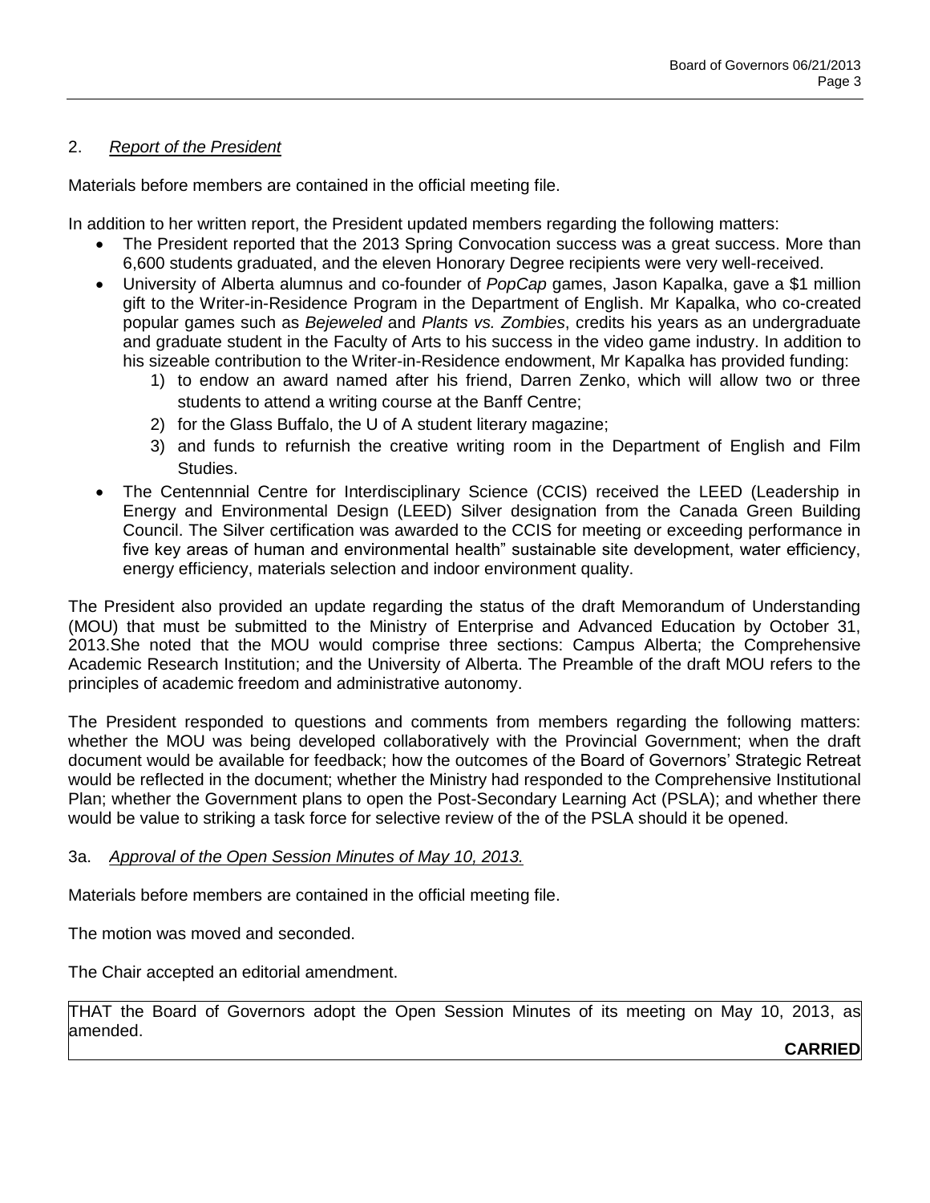2. *Report of the President*

Materials before members are contained in the official meeting file.

In addition to her written report, the President updated members regarding the following matters:

- The President reported that the 2013 Spring Convocation success was a great success. More than 6,600 students graduated, and the eleven Honorary Degree recipients were very well-received.
- University of Alberta alumnus and co-founder of *PopCap* games, Jason Kapalka, gave a $1 million gift to the Writer-in-Residence Program in the Department of English. Mr Kapalka, who co-created popular games such as *Bejeweled* and *Plants vs. Zombies*, credits his years as an undergraduate and graduate student in the Faculty of Arts to his success in the video game industry. In addition to his sizeable contribution to the Writer-in-Residence endowment, Mr Kapalka has provided funding:
    1) to endow an award named after his friend, Darren Zenko, which will allow two or three students to attend a writing course at the Banff Centre;
    2) for the Glass Buffalo, the U of A student literary magazine;
    3) and funds to refurnish the creative writing room in the Department of English and Film Studies.
- The Centennnial Centre for Interdisciplinary Science (CCIS) received the LEED (Leadership in Energy and Environmental Design (LEED) Silver designation from the Canada Green Building Council. The Silver certification was awarded to the CCIS for meeting or exceeding performance in five key areas of human and environmental health" sustainable site development, water efficiency, energy efficiency, materials selection and indoor environment quality.

The President also provided an update regarding the status of the draft Memorandum of Understanding (MOU) that must be submitted to the Ministry of Enterprise and Advanced Education by October 31, 2013.She noted that the MOU would comprise three sections: Campus Alberta; the Comprehensive Academic Research Institution; and the University of Alberta. The Preamble of the draft MOU refers to the principles of academic freedom and administrative autonomy.

The President responded to questions and comments from members regarding the following matters: whether the MOU was being developed collaboratively with the Provincial Government; when the draft document would be available for feedback; how the outcomes of the Board of Governors' Strategic Retreat would be reflected in the document; whether the Ministry had responded to the Comprehensive Institutional Plan; whether the Government plans to open the Post-Secondary Learning Act (PSLA); and whether there would be value to striking a task force for selective review of the of the PSLA should it be opened.

3a. *Approval of the Open Session Minutes of May 10, 2013.*

Materials before members are contained in the official meeting file.

The motion was moved and seconded.

The Chair accepted an editorial amendment.

THAT the Board of Governors adopt the Open Session Minutes of its meeting on May 10, 2013, as amended.

**CARRIED**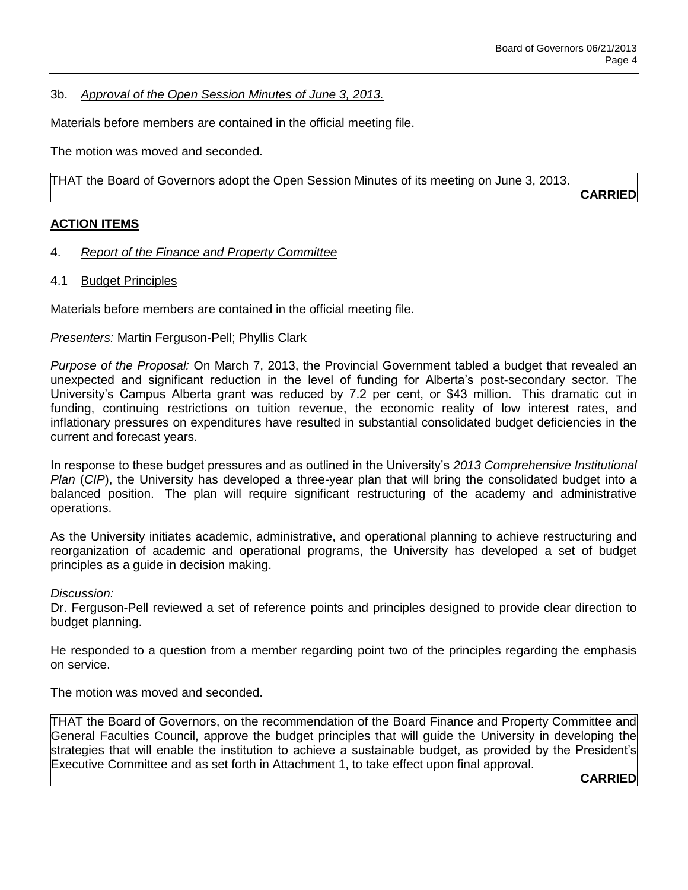3b. *Approval of the Open Session Minutes of June 3, 2013.*

Materials before members are contained in the official meeting file.

The motion was moved and seconded.

THAT the Board of Governors adopt the Open Session Minutes of its meeting on June 3, 2013.

**CARRIED**

## ACTION ITEMS

4. *Report of the Finance and Property Committee*

4.1 Budget Principles

Materials before members are contained in the official meeting file.

*Presenters:* Martin Ferguson-Pell; Phyllis Clark

*Purpose of the Proposal:* On March 7, 2013, the Provincial Government tabled a budget that revealed an unexpected and significant reduction in the level of funding for Alberta's post-secondary sector. The University's Campus Alberta grant was reduced by 7.2 per cent, or $43 million. This dramatic cut in funding, continuing restrictions on tuition revenue, the economic reality of low interest rates, and inflationary pressures on expenditures have resulted in substantial consolidated budget deficiencies in the current and forecast years.

In response to these budget pressures and as outlined in the University's *2013 Comprehensive Institutional Plan* (*CIP*), the University has developed a three-year plan that will bring the consolidated budget into a balanced position. The plan will require significant restructuring of the academy and administrative operations.

As the University initiates academic, administrative, and operational planning to achieve restructuring and reorganization of academic and operational programs, the University has developed a set of budget principles as a guide in decision making.

*Discussion:*
Dr. Ferguson-Pell reviewed a set of reference points and principles designed to provide clear direction to budget planning.

He responded to a question from a member regarding point two of the principles regarding the emphasis on service.

The motion was moved and seconded.

THAT the Board of Governors, on the recommendation of the Board Finance and Property Committee and General Faculties Council, approve the budget principles that will guide the University in developing the strategies that will enable the institution to achieve a sustainable budget, as provided by the President's Executive Committee and as set forth in Attachment 1, to take effect upon final approval.

**CARRIED**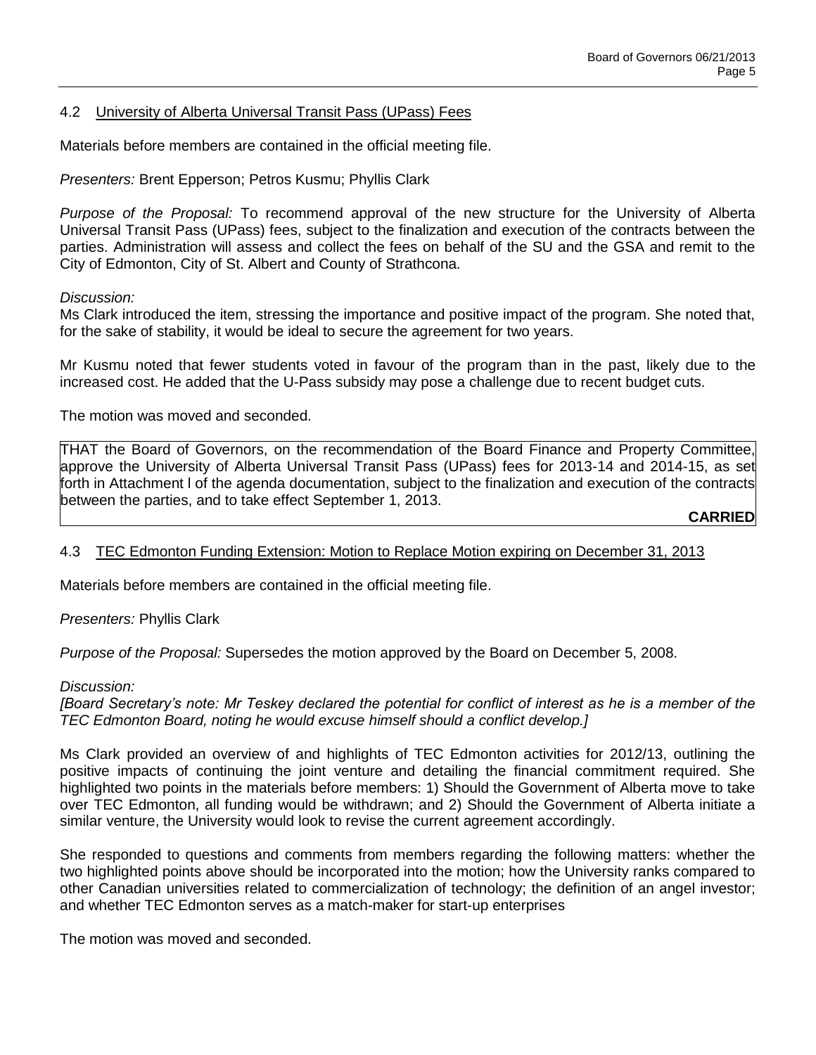## 4.2 University of Alberta Universal Transit Pass (UPass) Fees

Materials before members are contained in the official meeting file.

*Presenters:* Brent Epperson; Petros Kusmu; Phyllis Clark

*Purpose of the Proposal:* To recommend approval of the new structure for the University of Alberta Universal Transit Pass (UPass) fees, subject to the finalization and execution of the contracts between the parties. Administration will assess and collect the fees on behalf of the SU and the GSA and remit to the City of Edmonton, City of St. Albert and County of Strathcona.

*Discussion:*

Ms Clark introduced the item, stressing the importance and positive impact of the program. She noted that, for the sake of stability, it would be ideal to secure the agreement for two years.

Mr Kusmu noted that fewer students voted in favour of the program than in the past, likely due to the increased cost. He added that the U-Pass subsidy may pose a challenge due to recent budget cuts.

The motion was moved and seconded.

THAT the Board of Governors, on the recommendation of the Board Finance and Property Committee, approve the University of Alberta Universal Transit Pass (UPass) fees for 2013-14 and 2014-15, as set forth in Attachment l of the agenda documentation, subject to the finalization and execution of the contracts between the parties, and to take effect September 1, 2013.

**CARRIED**

## 4.3 TEC Edmonton Funding Extension: Motion to Replace Motion expiring on December 31, 2013

Materials before members are contained in the official meeting file.

*Presenters:* Phyllis Clark

*Purpose of the Proposal:* Supersedes the motion approved by the Board on December 5, 2008.

*Discussion:*

*[Board Secretary's note: Mr Teskey declared the potential for conflict of interest as he is a member of the TEC Edmonton Board, noting he would excuse himself should a conflict develop.]*

Ms Clark provided an overview of and highlights of TEC Edmonton activities for 2012/13, outlining the positive impacts of continuing the joint venture and detailing the financial commitment required. She highlighted two points in the materials before members: 1) Should the Government of Alberta move to take over TEC Edmonton, all funding would be withdrawn; and 2) Should the Government of Alberta initiate a similar venture, the University would look to revise the current agreement accordingly.

She responded to questions and comments from members regarding the following matters: whether the two highlighted points above should be incorporated into the motion; how the University ranks compared to other Canadian universities related to commercialization of technology; the definition of an angel investor; and whether TEC Edmonton serves as a match-maker for start-up enterprises

The motion was moved and seconded.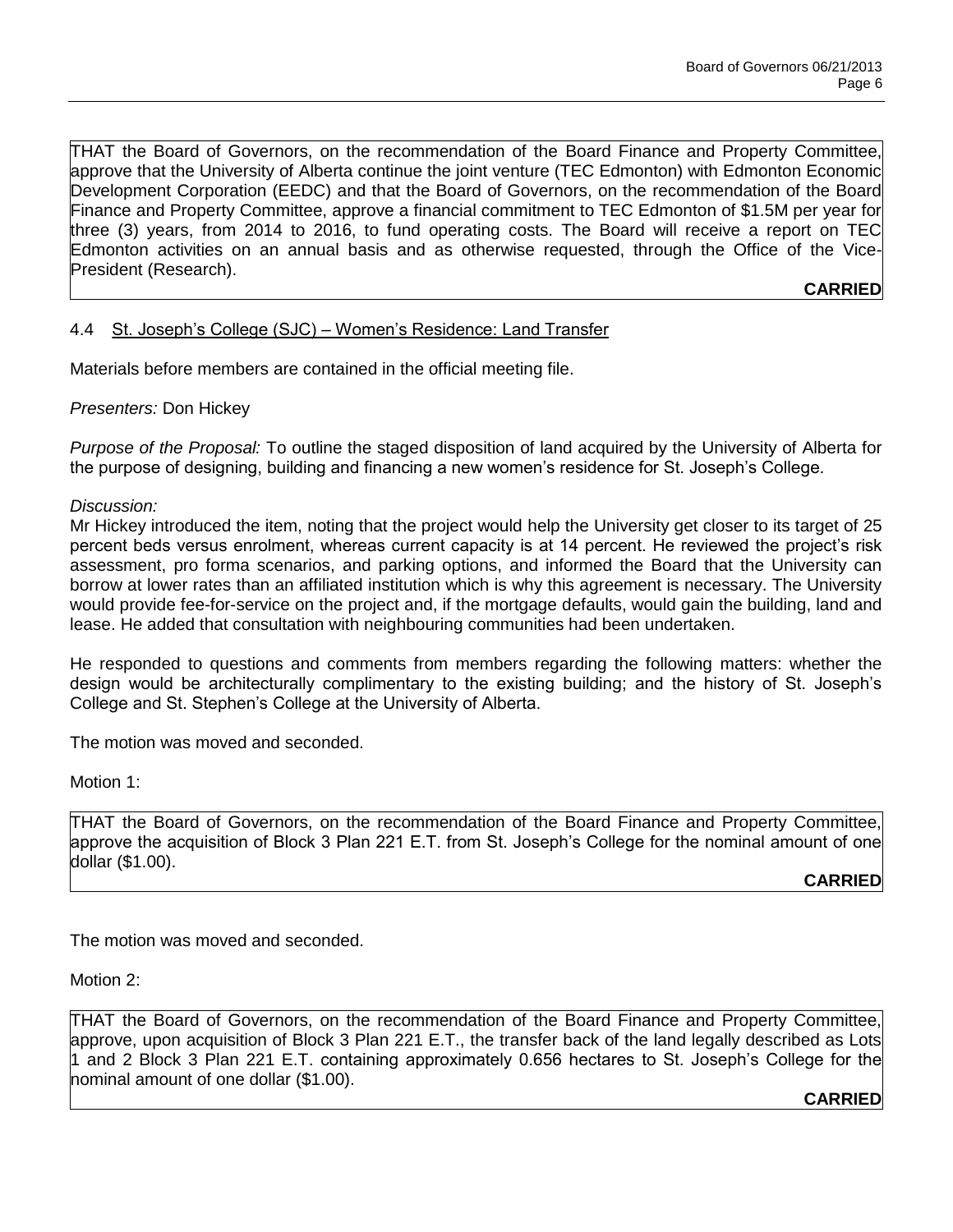THAT the Board of Governors, on the recommendation of the Board Finance and Property Committee, approve that the University of Alberta continue the joint venture (TEC Edmonton) with Edmonton Economic Development Corporation (EEDC) and that the Board of Governors, on the recommendation of the Board Finance and Property Committee, approve a financial commitment to TEC Edmonton of $1.5M per year for three (3) years, from 2014 to 2016, to fund operating costs. The Board will receive a report on TEC Edmonton activities on an annual basis and as otherwise requested, through the Office of the Vice-President (Research).

**CARRIED**

4.4 <u>St. Joseph's College (SJC) – Women's Residence: Land Transfer</u>

Materials before members are contained in the official meeting file.

*Presenters:* Don Hickey

*Purpose of the Proposal:* To outline the staged disposition of land acquired by the University of Alberta for the purpose of designing, building and financing a new women's residence for St. Joseph's College.

*Discussion:*
Mr Hickey introduced the item, noting that the project would help the University get closer to its target of 25 percent beds versus enrolment, whereas current capacity is at 14 percent. He reviewed the project's risk assessment, pro forma scenarios, and parking options, and informed the Board that the University can borrow at lower rates than an affiliated institution which is why this agreement is necessary. The University would provide fee-for-service on the project and, if the mortgage defaults, would gain the building, land and lease. He added that consultation with neighbouring communities had been undertaken.

He responded to questions and comments from members regarding the following matters: whether the design would be architecturally complimentary to the existing building; and the history of St. Joseph's College and St. Stephen's College at the University of Alberta.

The motion was moved and seconded.

Motion 1:

THAT the Board of Governors, on the recommendation of the Board Finance and Property Committee, approve the acquisition of Block 3 Plan 221 E.T. from St. Joseph's College for the nominal amount of one dollar ($1.00).

**CARRIED**

The motion was moved and seconded.

Motion 2:

THAT the Board of Governors, on the recommendation of the Board Finance and Property Committee, approve, upon acquisition of Block 3 Plan 221 E.T., the transfer back of the land legally described as Lots 1 and 2 Block 3 Plan 221 E.T. containing approximately 0.656 hectares to St. Joseph's College for the nominal amount of one dollar ($1.00).

**CARRIED**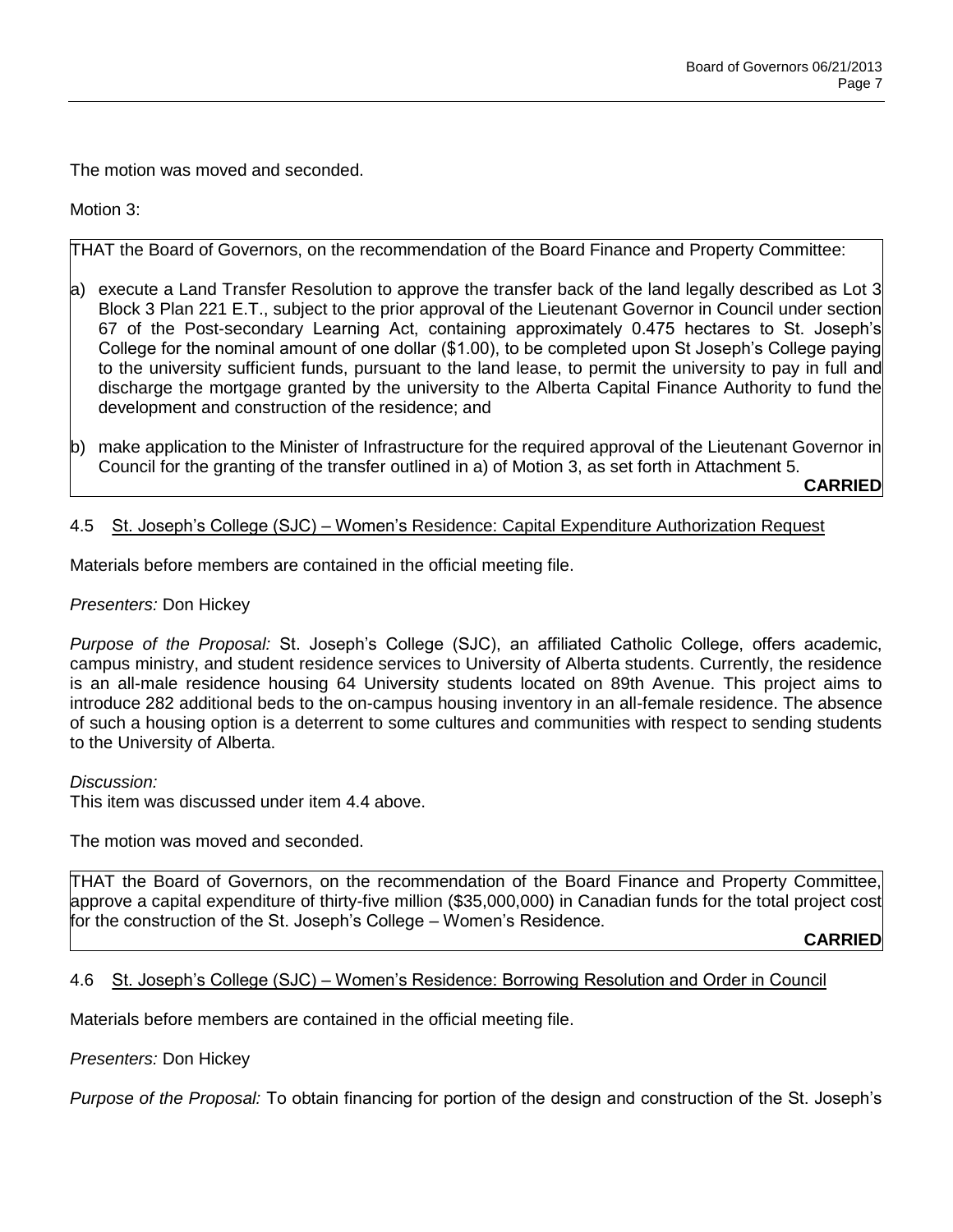The motion was moved and seconded.

Motion 3:

THAT the Board of Governors, on the recommendation of the Board Finance and Property Committee:

a) execute a Land Transfer Resolution to approve the transfer back of the land legally described as Lot 3 Block 3 Plan 221 E.T., subject to the prior approval of the Lieutenant Governor in Council under section 67 of the Post-secondary Learning Act, containing approximately 0.475 hectares to St. Joseph's College for the nominal amount of one dollar ($1.00), to be completed upon St Joseph's College paying to the university sufficient funds, pursuant to the land lease, to permit the university to pay in full and discharge the mortgage granted by the university to the Alberta Capital Finance Authority to fund the development and construction of the residence; and

b) make application to the Minister of Infrastructure for the required approval of the Lieutenant Governor in Council for the granting of the transfer outlined in a) of Motion 3, as set forth in Attachment 5.

**CARRIED**

## 4.5 St. Joseph's College (SJC) – Women's Residence: Capital Expenditure Authorization Request

Materials before members are contained in the official meeting file.

*Presenters:* Don Hickey

*Purpose of the Proposal:* St. Joseph's College (SJC), an affiliated Catholic College, offers academic, campus ministry, and student residence services to University of Alberta students. Currently, the residence is an all-male residence housing 64 University students located on 89th Avenue. This project aims to introduce 282 additional beds to the on-campus housing inventory in an all-female residence. The absence of such a housing option is a deterrent to some cultures and communities with respect to sending students to the University of Alberta.

*Discussion:*
This item was discussed under item 4.4 above.

The motion was moved and seconded.

THAT the Board of Governors, on the recommendation of the Board Finance and Property Committee, approve a capital expenditure of thirty-five million ($35,000,000) in Canadian funds for the total project cost for the construction of the St. Joseph's College – Women's Residence.

**CARRIED**

## 4.6 St. Joseph's College (SJC) – Women's Residence: Borrowing Resolution and Order in Council

Materials before members are contained in the official meeting file.

*Presenters:* Don Hickey

*Purpose of the Proposal:* To obtain financing for portion of the design and construction of the St. Joseph's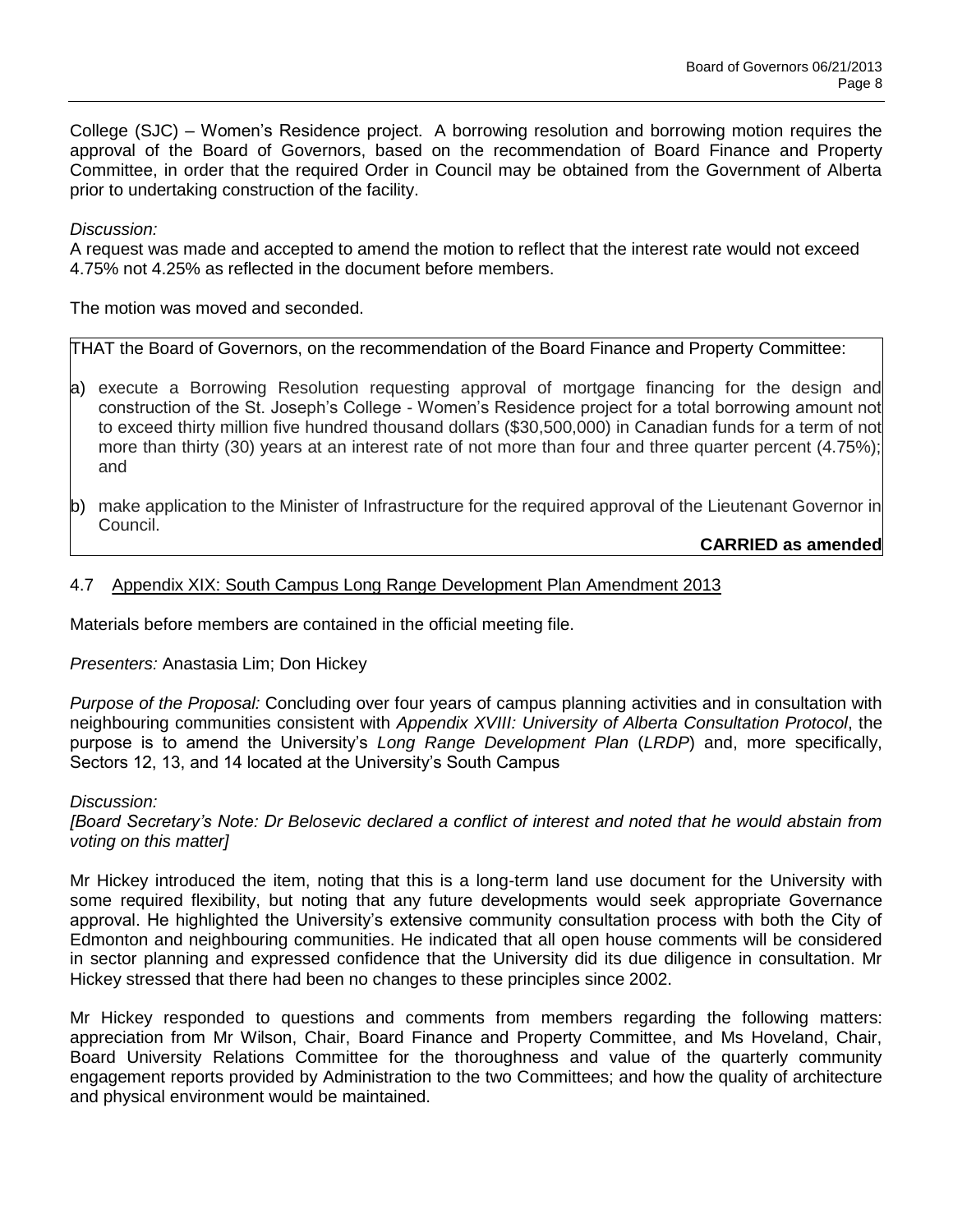College (SJC) – Women's Residence project. A borrowing resolution and borrowing motion requires the approval of the Board of Governors, based on the recommendation of Board Finance and Property Committee, in order that the required Order in Council may be obtained from the Government of Alberta prior to undertaking construction of the facility.

*Discussion:*
A request was made and accepted to amend the motion to reflect that the interest rate would not exceed 4.75% not 4.25% as reflected in the document before members.

The motion was moved and seconded.

THAT the Board of Governors, on the recommendation of the Board Finance and Property Committee:

a) execute a Borrowing Resolution requesting approval of mortgage financing for the design and construction of the St. Joseph's College - Women's Residence project for a total borrowing amount not to exceed thirty million five hundred thousand dollars ($30,500,000) in Canadian funds for a term of not more than thirty (30) years at an interest rate of not more than four and three quarter percent (4.75%); and

b) make application to the Minister of Infrastructure for the required approval of the Lieutenant Governor in Council.

**CARRIED as amended**

### 4.7 Appendix XIX: South Campus Long Range Development Plan Amendment 2013

Materials before members are contained in the official meeting file.

*Presenters:* Anastasia Lim; Don Hickey

*Purpose of the Proposal:* Concluding over four years of campus planning activities and in consultation with neighbouring communities consistent with *Appendix XVIII: University of Alberta Consultation Protocol*, the purpose is to amend the University's *Long Range Development Plan* (*LRDP*) and, more specifically, Sectors 12, 13, and 14 located at the University's South Campus

*Discussion:*
*[Board Secretary's Note: Dr Belosevic declared a conflict of interest and noted that he would abstain from voting on this matter]*

Mr Hickey introduced the item, noting that this is a long-term land use document for the University with some required flexibility, but noting that any future developments would seek appropriate Governance approval. He highlighted the University's extensive community consultation process with both the City of Edmonton and neighbouring communities. He indicated that all open house comments will be considered in sector planning and expressed confidence that the University did its due diligence in consultation. Mr Hickey stressed that there had been no changes to these principles since 2002.

Mr Hickey responded to questions and comments from members regarding the following matters: appreciation from Mr Wilson, Chair, Board Finance and Property Committee, and Ms Hoveland, Chair, Board University Relations Committee for the thoroughness and value of the quarterly community engagement reports provided by Administration to the two Committees; and how the quality of architecture and physical environment would be maintained.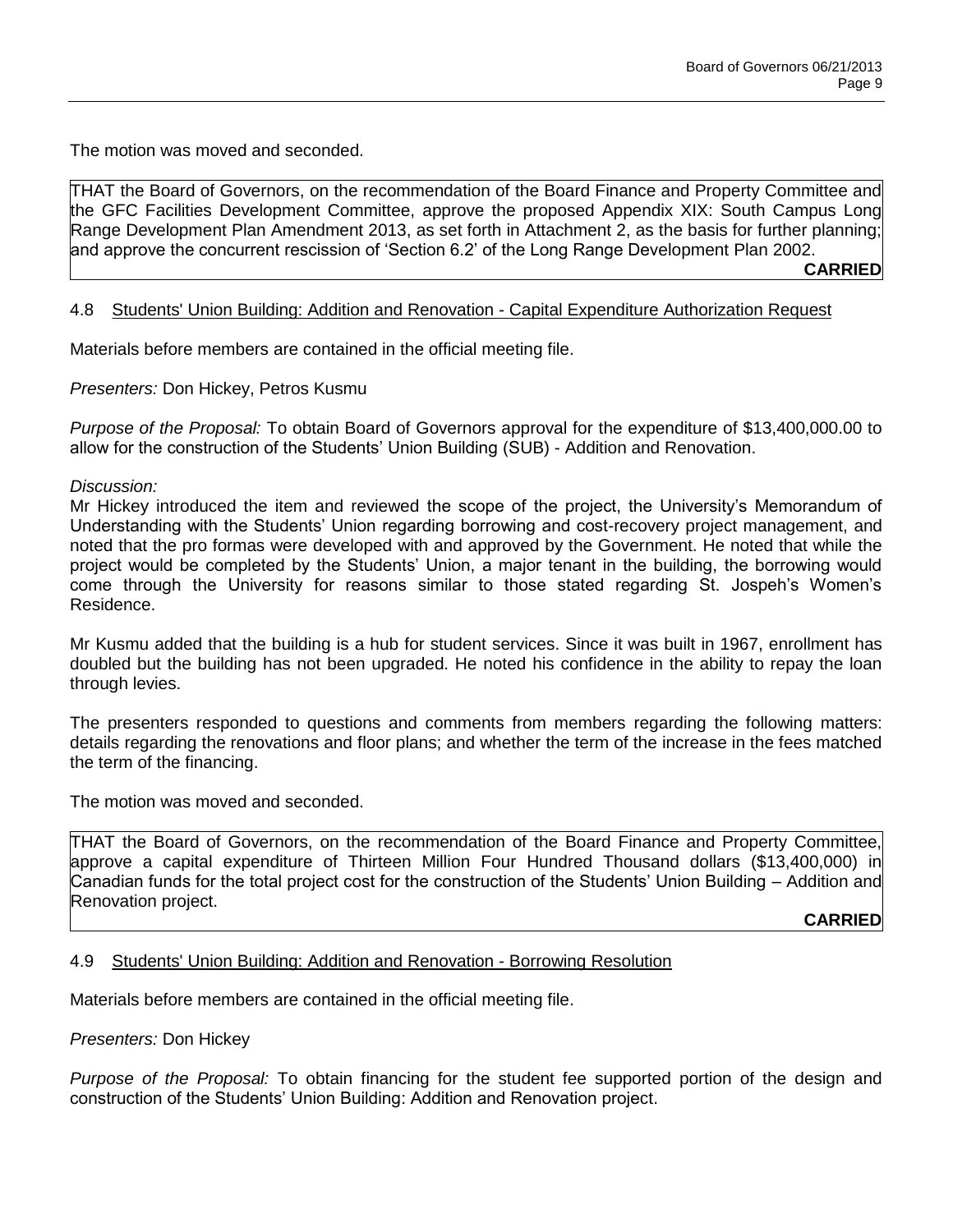The motion was moved and seconded.

THAT the Board of Governors, on the recommendation of the Board Finance and Property Committee and the GFC Facilities Development Committee, approve the proposed Appendix XIX: South Campus Long Range Development Plan Amendment 2013, as set forth in Attachment 2, as the basis for further planning; and approve the concurrent rescission of 'Section 6.2' of the Long Range Development Plan 2002.

**CARRIED**

4.8 Students' Union Building: Addition and Renovation - Capital Expenditure Authorization Request

Materials before members are contained in the official meeting file.

*Presenters:* Don Hickey, Petros Kusmu

*Purpose of the Proposal:* To obtain Board of Governors approval for the expenditure of $13,400,000.00 to allow for the construction of the Students' Union Building (SUB) - Addition and Renovation.

*Discussion:*
Mr Hickey introduced the item and reviewed the scope of the project, the University's Memorandum of Understanding with the Students' Union regarding borrowing and cost-recovery project management, and noted that the pro formas were developed with and approved by the Government. He noted that while the project would be completed by the Students' Union, a major tenant in the building, the borrowing would come through the University for reasons similar to those stated regarding St. Jospeh's Women's Residence.

Mr Kusmu added that the building is a hub for student services. Since it was built in 1967, enrollment has doubled but the building has not been upgraded. He noted his confidence in the ability to repay the loan through levies.

The presenters responded to questions and comments from members regarding the following matters: details regarding the renovations and floor plans; and whether the term of the increase in the fees matched the term of the financing.

The motion was moved and seconded.

THAT the Board of Governors, on the recommendation of the Board Finance and Property Committee, approve a capital expenditure of Thirteen Million Four Hundred Thousand dollars ($13,400,000) in Canadian funds for the total project cost for the construction of the Students' Union Building – Addition and Renovation project.

**CARRIED**

4.9 Students' Union Building: Addition and Renovation - Borrowing Resolution

Materials before members are contained in the official meeting file.

*Presenters:* Don Hickey

*Purpose of the Proposal:* To obtain financing for the student fee supported portion of the design and construction of the Students' Union Building: Addition and Renovation project.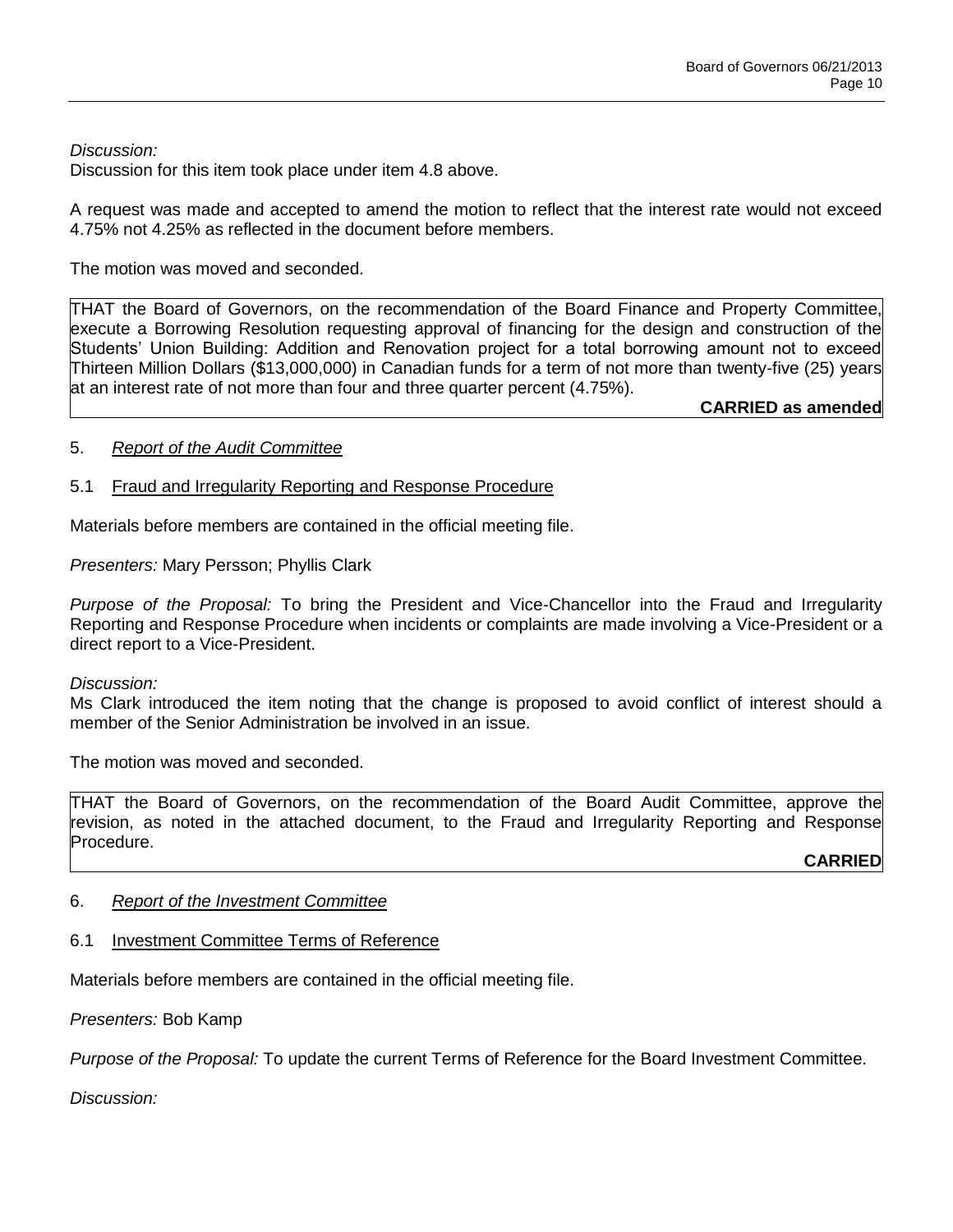*Discussion:*
Discussion for this item took place under item 4.8 above.

A request was made and accepted to amend the motion to reflect that the interest rate would not exceed 4.75% not 4.25% as reflected in the document before members.

The motion was moved and seconded.

> THAT the Board of Governors, on the recommendation of the Board Finance and Property Committee, execute a Borrowing Resolution requesting approval of financing for the design and construction of the Students' Union Building: Addition and Renovation project for a total borrowing amount not to exceed Thirteen Million Dollars ($13,000,000) in Canadian funds for a term of not more than twenty-five (25) years at an interest rate of not more than four and three quarter percent (4.75%).
>
> **CARRIED as amended**

5. *Report of the Audit Committee*

5.1 Fraud and Irregularity Reporting and Response Procedure

Materials before members are contained in the official meeting file.

*Presenters:* Mary Persson; Phyllis Clark

*Purpose of the Proposal:* To bring the President and Vice-Chancellor into the Fraud and Irregularity Reporting and Response Procedure when incidents or complaints are made involving a Vice-President or a direct report to a Vice-President.

*Discussion:*
Ms Clark introduced the item noting that the change is proposed to avoid conflict of interest should a member of the Senior Administration be involved in an issue.

The motion was moved and seconded.

> THAT the Board of Governors, on the recommendation of the Board Audit Committee, approve the revision, as noted in the attached document, to the Fraud and Irregularity Reporting and Response Procedure.
>
> **CARRIED**

6. *Report of the Investment Committee*

6.1 Investment Committee Terms of Reference

Materials before members are contained in the official meeting file.

*Presenters:* Bob Kamp

*Purpose of the Proposal:* To update the current Terms of Reference for the Board Investment Committee.

*Discussion:*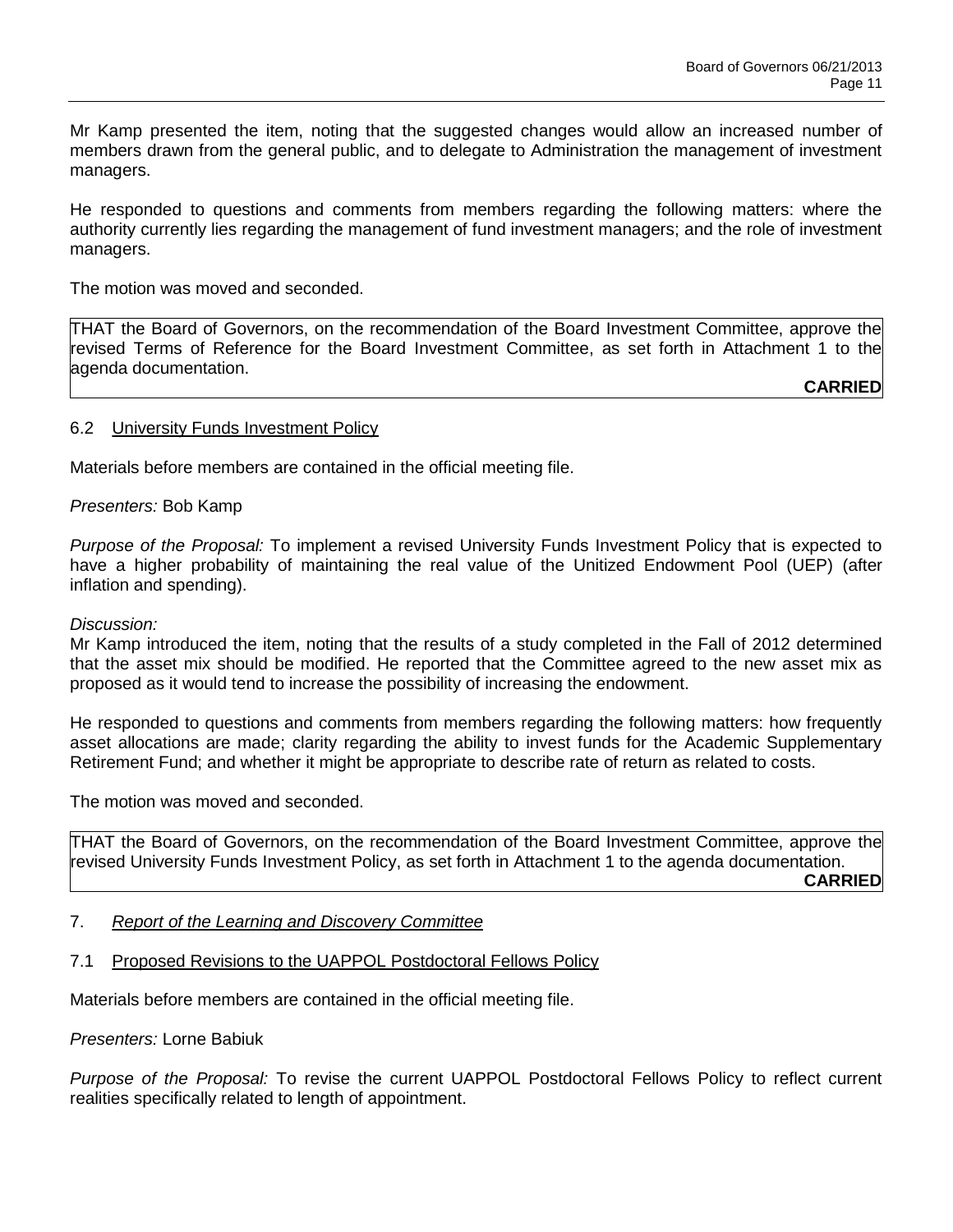Mr Kamp presented the item, noting that the suggested changes would allow an increased number of members drawn from the general public, and to delegate to Administration the management of investment managers.

He responded to questions and comments from members regarding the following matters: where the authority currently lies regarding the management of fund investment managers; and the role of investment managers.

The motion was moved and seconded.

> THAT the Board of Governors, on the recommendation of the Board Investment Committee, approve the revised Terms of Reference for the Board Investment Committee, as set forth in Attachment 1 to the agenda documentation.
>
> **CARRIED**

6.2 <u>University Funds Investment Policy</u>

Materials before members are contained in the official meeting file.

*Presenters:* Bob Kamp

*Purpose of the Proposal:* To implement a revised University Funds Investment Policy that is expected to have a higher probability of maintaining the real value of the Unitized Endowment Pool (UEP) (after inflation and spending).

*Discussion:*
Mr Kamp introduced the item, noting that the results of a study completed in the Fall of 2012 determined that the asset mix should be modified. He reported that the Committee agreed to the new asset mix as proposed as it would tend to increase the possibility of increasing the endowment.

He responded to questions and comments from members regarding the following matters: how frequently asset allocations are made; clarity regarding the ability to invest funds for the Academic Supplementary Retirement Fund; and whether it might be appropriate to describe rate of return as related to costs.

The motion was moved and seconded.

> THAT the Board of Governors, on the recommendation of the Board Investment Committee, approve the revised University Funds Investment Policy, as set forth in Attachment 1 to the agenda documentation.
>
> **CARRIED**

7. *<u>Report of the Learning and Discovery Committee</u>*

7.1 <u>Proposed Revisions to the UAPPOL Postdoctoral Fellows Policy</u>

Materials before members are contained in the official meeting file.

*Presenters:* Lorne Babiuk

*Purpose of the Proposal:* To revise the current UAPPOL Postdoctoral Fellows Policy to reflect current realities specifically related to length of appointment.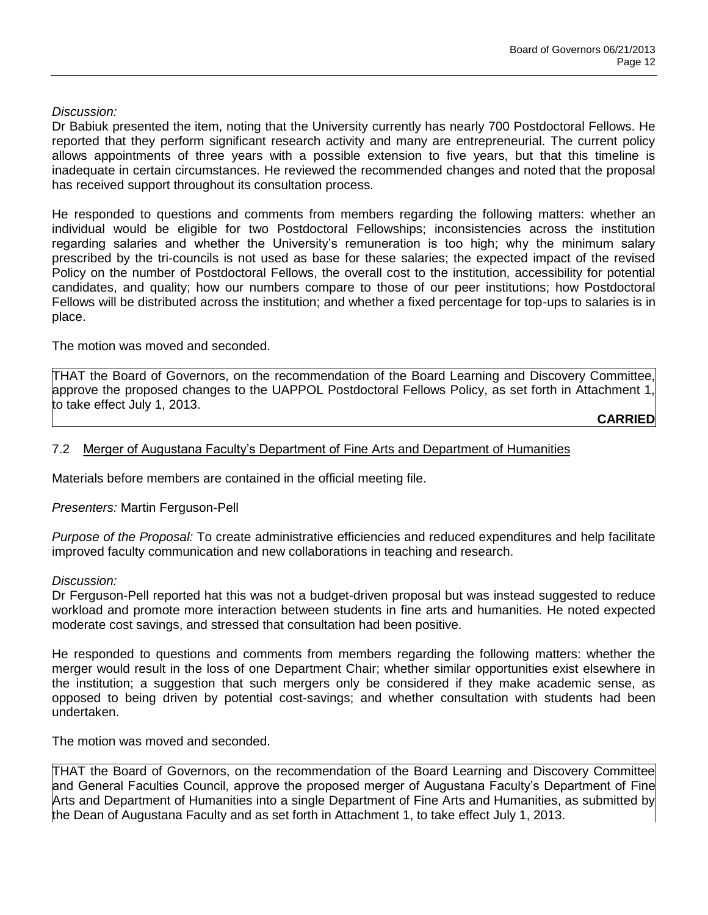*Discussion:*
Dr Babiuk presented the item, noting that the University currently has nearly 700 Postdoctoral Fellows. He reported that they perform significant research activity and many are entrepreneurial. The current policy allows appointments of three years with a possible extension to five years, but that this timeline is inadequate in certain circumstances. He reviewed the recommended changes and noted that the proposal has received support throughout its consultation process.

He responded to questions and comments from members regarding the following matters: whether an individual would be eligible for two Postdoctoral Fellowships; inconsistencies across the institution regarding salaries and whether the University's remuneration is too high; why the minimum salary prescribed by the tri-councils is not used as base for these salaries; the expected impact of the revised Policy on the number of Postdoctoral Fellows, the overall cost to the institution, accessibility for potential candidates, and quality; how our numbers compare to those of our peer institutions; how Postdoctoral Fellows will be distributed across the institution; and whether a fixed percentage for top-ups to salaries is in place.

The motion was moved and seconded.

THAT the Board of Governors, on the recommendation of the Board Learning and Discovery Committee, approve the proposed changes to the UAPPOL Postdoctoral Fellows Policy, as set forth in Attachment 1, to take effect July 1, 2013.

**CARRIED**

7.2 Merger of Augustana Faculty's Department of Fine Arts and Department of Humanities

Materials before members are contained in the official meeting file.

*Presenters:* Martin Ferguson-Pell

*Purpose of the Proposal:* To create administrative efficiencies and reduced expenditures and help facilitate improved faculty communication and new collaborations in teaching and research.

*Discussion:*
Dr Ferguson-Pell reported hat this was not a budget-driven proposal but was instead suggested to reduce workload and promote more interaction between students in fine arts and humanities. He noted expected moderate cost savings, and stressed that consultation had been positive.

He responded to questions and comments from members regarding the following matters: whether the merger would result in the loss of one Department Chair; whether similar opportunities exist elsewhere in the institution; a suggestion that such mergers only be considered if they make academic sense, as opposed to being driven by potential cost-savings; and whether consultation with students had been undertaken.

The motion was moved and seconded.

THAT the Board of Governors, on the recommendation of the Board Learning and Discovery Committee and General Faculties Council, approve the proposed merger of Augustana Faculty's Department of Fine Arts and Department of Humanities into a single Department of Fine Arts and Humanities, as submitted by the Dean of Augustana Faculty and as set forth in Attachment 1, to take effect July 1, 2013.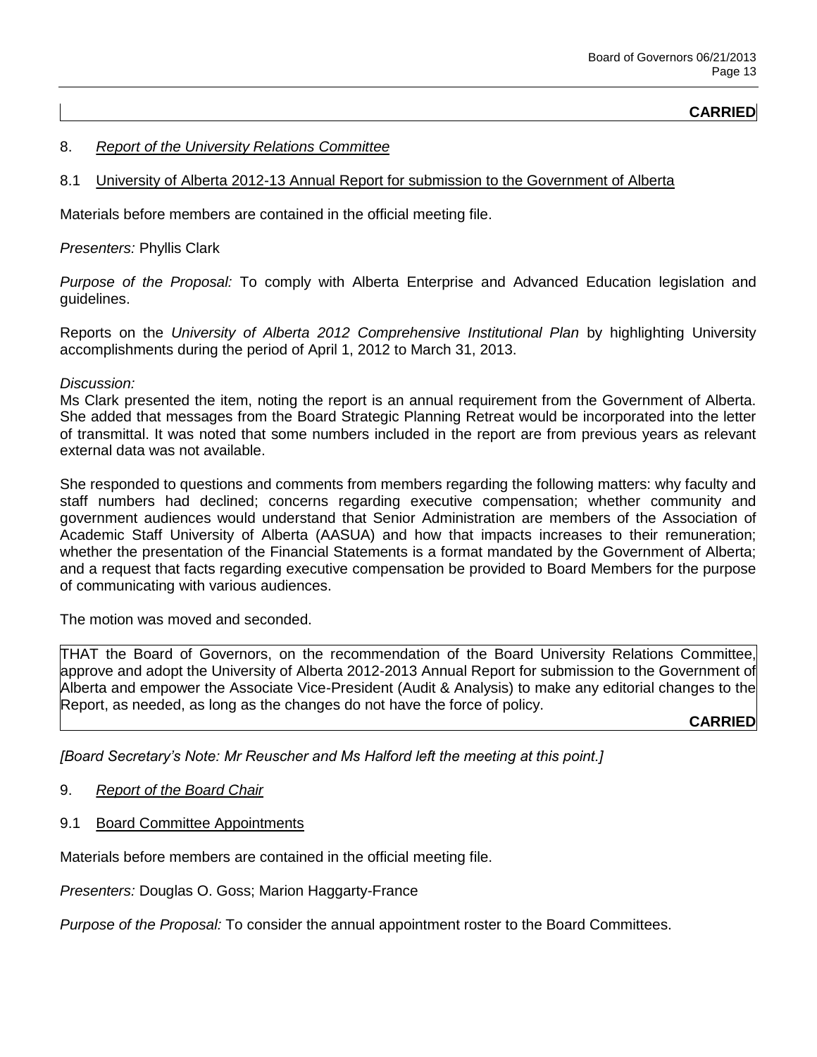**CARRIED**

8. *Report of the University Relations Committee*

8.1 University of Alberta 2012-13 Annual Report for submission to the Government of Alberta

Materials before members are contained in the official meeting file.

*Presenters:* Phyllis Clark

*Purpose of the Proposal:* To comply with Alberta Enterprise and Advanced Education legislation and guidelines.

Reports on the *University of Alberta 2012 Comprehensive Institutional Plan* by highlighting University accomplishments during the period of April 1, 2012 to March 31, 2013.

*Discussion:*
Ms Clark presented the item, noting the report is an annual requirement from the Government of Alberta. She added that messages from the Board Strategic Planning Retreat would be incorporated into the letter of transmittal. It was noted that some numbers included in the report are from previous years as relevant external data was not available.

She responded to questions and comments from members regarding the following matters: why faculty and staff numbers had declined; concerns regarding executive compensation; whether community and government audiences would understand that Senior Administration are members of the Association of Academic Staff University of Alberta (AASUA) and how that impacts increases to their remuneration; whether the presentation of the Financial Statements is a format mandated by the Government of Alberta; and a request that facts regarding executive compensation be provided to Board Members for the purpose of communicating with various audiences.

The motion was moved and seconded.

THAT the Board of Governors, on the recommendation of the Board University Relations Committee, approve and adopt the University of Alberta 2012-2013 Annual Report for submission to the Government of Alberta and empower the Associate Vice-President (Audit & Analysis) to make any editorial changes to the Report, as needed, as long as the changes do not have the force of policy.

**CARRIED**

*[Board Secretary's Note: Mr Reuscher and Ms Halford left the meeting at this point.]*

9. *Report of the Board Chair*

9.1 Board Committee Appointments

Materials before members are contained in the official meeting file.

*Presenters:* Douglas O. Goss; Marion Haggarty-France

*Purpose of the Proposal:* To consider the annual appointment roster to the Board Committees.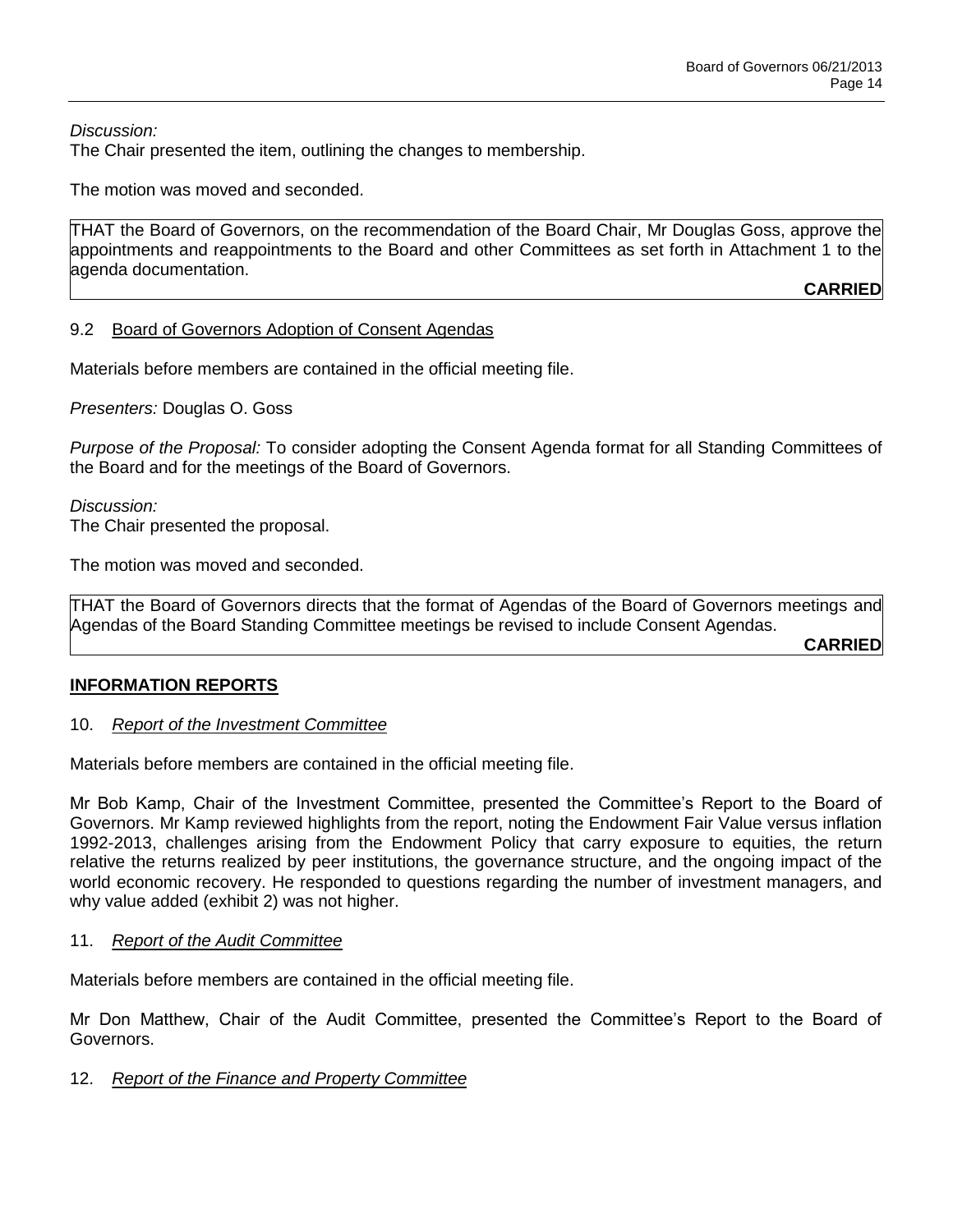*Discussion:*
The Chair presented the item, outlining the changes to membership.

The motion was moved and seconded.

THAT the Board of Governors, on the recommendation of the Board Chair, Mr Douglas Goss, approve the appointments and reappointments to the Board and other Committees as set forth in Attachment 1 to the agenda documentation.

**CARRIED**

9.2 Board of Governors Adoption of Consent Agendas

Materials before members are contained in the official meeting file.

*Presenters:* Douglas O. Goss

*Purpose of the Proposal:* To consider adopting the Consent Agenda format for all Standing Committees of the Board and for the meetings of the Board of Governors.

*Discussion:*
The Chair presented the proposal.

The motion was moved and seconded.

THAT the Board of Governors directs that the format of Agendas of the Board of Governors meetings and Agendas of the Board Standing Committee meetings be revised to include Consent Agendas.

**CARRIED**

## INFORMATION REPORTS

10. *Report of the Investment Committee*

Materials before members are contained in the official meeting file.

Mr Bob Kamp, Chair of the Investment Committee, presented the Committee's Report to the Board of Governors. Mr Kamp reviewed highlights from the report, noting the Endowment Fair Value versus inflation 1992-2013, challenges arising from the Endowment Policy that carry exposure to equities, the return relative the returns realized by peer institutions, the governance structure, and the ongoing impact of the world economic recovery. He responded to questions regarding the number of investment managers, and why value added (exhibit 2) was not higher.

11. *Report of the Audit Committee*

Materials before members are contained in the official meeting file.

Mr Don Matthew, Chair of the Audit Committee, presented the Committee's Report to the Board of Governors.

12. *Report of the Finance and Property Committee*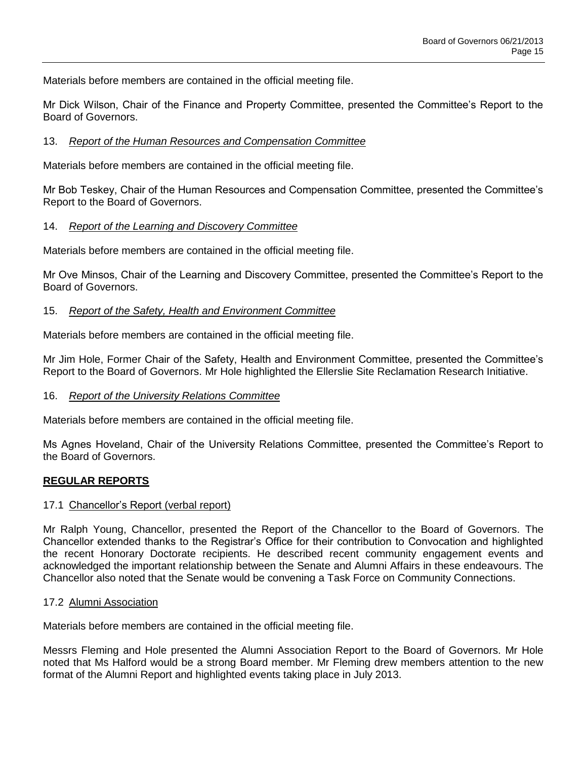Materials before members are contained in the official meeting file.

Mr Dick Wilson, Chair of the Finance and Property Committee, presented the Committee's Report to the Board of Governors.

13. *Report of the Human Resources and Compensation Committee*

Materials before members are contained in the official meeting file.

Mr Bob Teskey, Chair of the Human Resources and Compensation Committee, presented the Committee's Report to the Board of Governors.

14. *Report of the Learning and Discovery Committee*

Materials before members are contained in the official meeting file.

Mr Ove Minsos, Chair of the Learning and Discovery Committee, presented the Committee's Report to the Board of Governors.

15. *Report of the Safety, Health and Environment Committee*

Materials before members are contained in the official meeting file.

Mr Jim Hole, Former Chair of the Safety, Health and Environment Committee, presented the Committee's Report to the Board of Governors. Mr Hole highlighted the Ellerslie Site Reclamation Research Initiative.

16. *Report of the University Relations Committee*

Materials before members are contained in the official meeting file.

Ms Agnes Hoveland, Chair of the University Relations Committee, presented the Committee's Report to the Board of Governors.

## REGULAR REPORTS

### 17.1 Chancellor's Report (verbal report)

Mr Ralph Young, Chancellor, presented the Report of the Chancellor to the Board of Governors. The Chancellor extended thanks to the Registrar's Office for their contribution to Convocation and highlighted the recent Honorary Doctorate recipients. He described recent community engagement events and acknowledged the important relationship between the Senate and Alumni Affairs in these endeavours. The Chancellor also noted that the Senate would be convening a Task Force on Community Connections.

### 17.2 Alumni Association

Materials before members are contained in the official meeting file.

Messrs Fleming and Hole presented the Alumni Association Report to the Board of Governors. Mr Hole noted that Ms Halford would be a strong Board member. Mr Fleming drew members attention to the new format of the Alumni Report and highlighted events taking place in July 2013.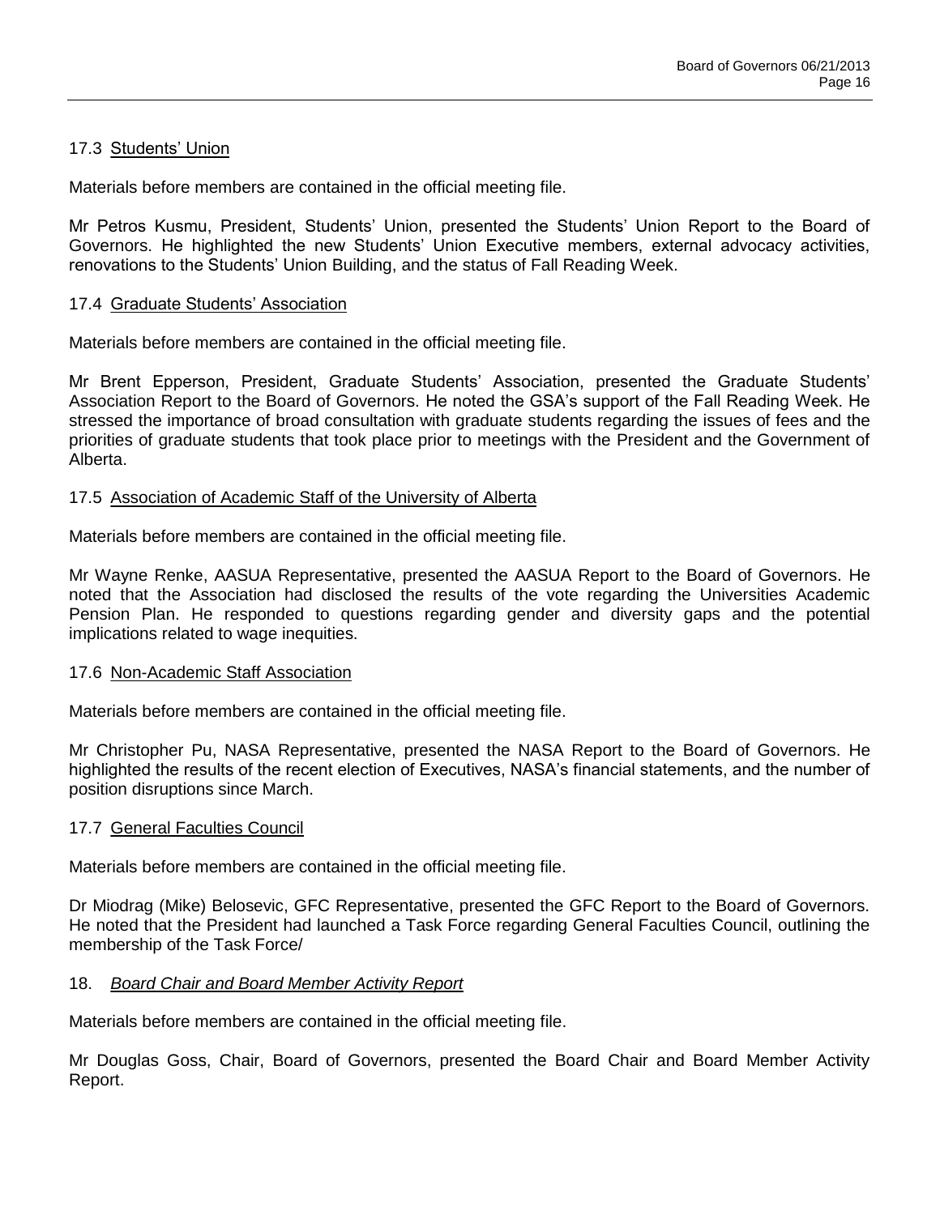### 17.3 Students' Union

Materials before members are contained in the official meeting file.

Mr Petros Kusmu, President, Students' Union, presented the Students' Union Report to the Board of Governors. He highlighted the new Students' Union Executive members, external advocacy activities, renovations to the Students' Union Building, and the status of Fall Reading Week.

### 17.4 Graduate Students' Association

Materials before members are contained in the official meeting file.

Mr Brent Epperson, President, Graduate Students' Association, presented the Graduate Students' Association Report to the Board of Governors. He noted the GSA's support of the Fall Reading Week. He stressed the importance of broad consultation with graduate students regarding the issues of fees and the priorities of graduate students that took place prior to meetings with the President and the Government of Alberta.

### 17.5 Association of Academic Staff of the University of Alberta

Materials before members are contained in the official meeting file.

Mr Wayne Renke, AASUA Representative, presented the AASUA Report to the Board of Governors. He noted that the Association had disclosed the results of the vote regarding the Universities Academic Pension Plan. He responded to questions regarding gender and diversity gaps and the potential implications related to wage inequities.

### 17.6 Non-Academic Staff Association

Materials before members are contained in the official meeting file.

Mr Christopher Pu, NASA Representative, presented the NASA Report to the Board of Governors. He highlighted the results of the recent election of Executives, NASA's financial statements, and the number of position disruptions since March.

### 17.7 General Faculties Council

Materials before members are contained in the official meeting file.

Dr Miodrag (Mike) Belosevic, GFC Representative, presented the GFC Report to the Board of Governors. He noted that the President had launched a Task Force regarding General Faculties Council, outlining the membership of the Task Force/

## 18. *Board Chair and Board Member Activity Report*

Materials before members are contained in the official meeting file.

Mr Douglas Goss, Chair, Board of Governors, presented the Board Chair and Board Member Activity Report.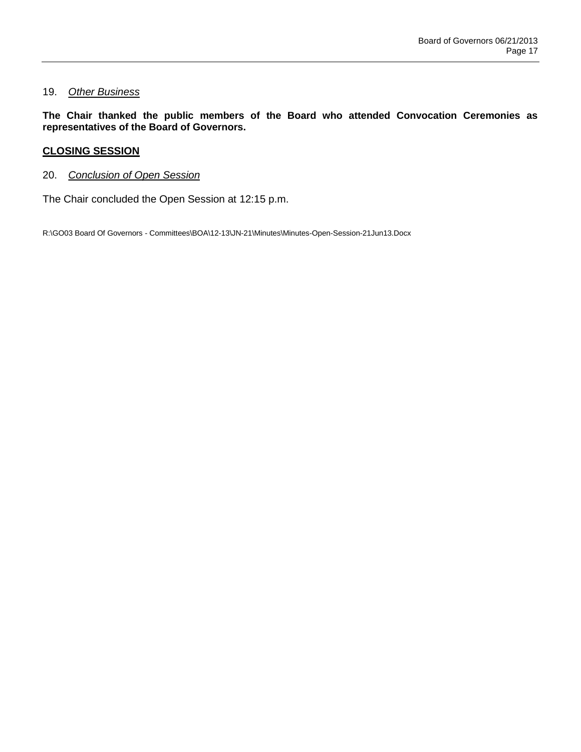19. *Other Business*

**The Chair thanked the public members of the Board who attended Convocation Ceremonies as representatives of the Board of Governors.**

## CLOSING SESSION

20. *Conclusion of Open Session*

The Chair concluded the Open Session at 12:15 p.m.

R:\GO03 Board Of Governors - Committees\BOA\12-13\JN-21\Minutes\Minutes-Open-Session-21Jun13.Docx